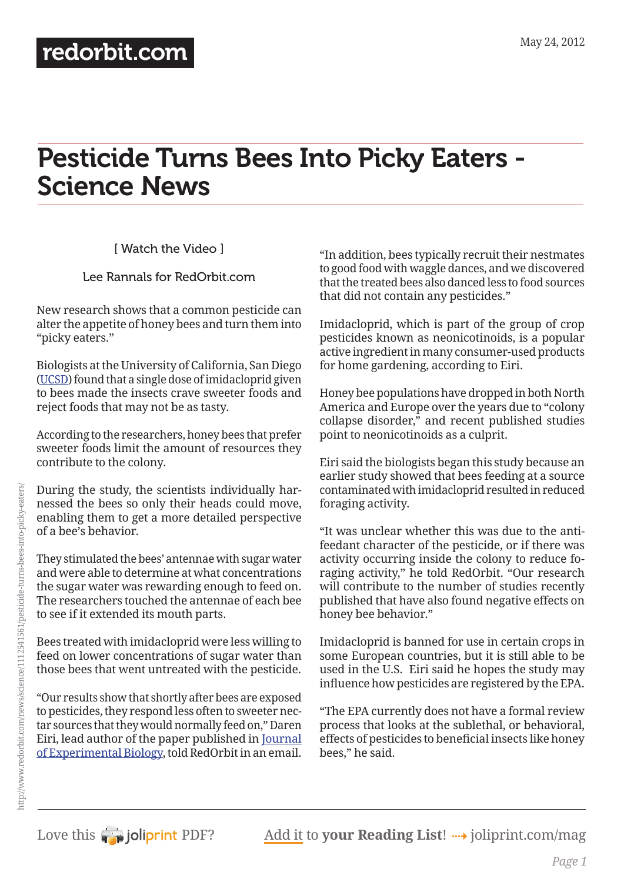# Pesticide Turns Bees Into Picky Eaters - Science News

[ Watch the Video ]

Lee Rannals for RedOrbit.com

New research shows that a common pesticide can alter the appetite of honey bees and turn them into "picky eaters."

Biologists at the University of California, San Diego (UCSD) found that a single dose of imidacloprid given to bees made the insects crave sweeter foods and reject foods that may not be as tasty.

According to the researchers, honey bees that prefer sweeter foods limit the amount of resources they contribute to the colony.

During the study, the scientists individually harnessed the bees so only their heads could move, enabling them to get a more detailed perspective of a bee's behavior.

They stimulated the bees' antennae with sugar water and were able to determine at what concentrations the sugar water was rewarding enough to feed on. The researchers touched the antennae of each bee to see if it extended its mouth parts.

Bees treated with imidacloprid were less willing to feed on lower concentrations of sugar water than those bees that went untreated with the pesticide.

"Our results show that shortly after bees are exposed to pesticides, they respond less often to sweeter nectar sources that they would normally feed on," Daren Eiri, lead author of the paper published in Journal of Experimental Biology, told RedOrbit in an email.

"In addition, bees typically recruit their nestmates to good food with waggle dances, and we discovered that the treated bees also danced less to food sources that did not contain any pesticides."

Imidacloprid, which is part of the group of crop pesticides known as neonicotinoids, is a popular active ingredient in many consumer-used products for home gardening, according to Eiri.

Honey bee populations have dropped in both North America and Europe over the years due to "colony collapse disorder," and recent published studies point to neonicotinoids as a culprit.

Eiri said the biologists began this study because an earlier study showed that bees feeding at a source contaminated with imidacloprid resulted in reduced foraging activity.

"It was unclear whether this was due to the antifeedant character of the pesticide, or if there was activity occurring inside the colony to reduce foraging activity," he told RedOrbit. "Our research will contribute to the number of studies recently published that have also found negative effects on honey bee behavior."

Imidacloprid is banned for use in certain crops in some European countries, but it is still able to be used in the U.S. Eiri said he hopes the study may influence how pesticides are registered by the EPA.

"The EPA currently does not have a formal review process that looks at the sublethal, or behavioral, effects of pesticides to beneficial insects like honey bees," he said.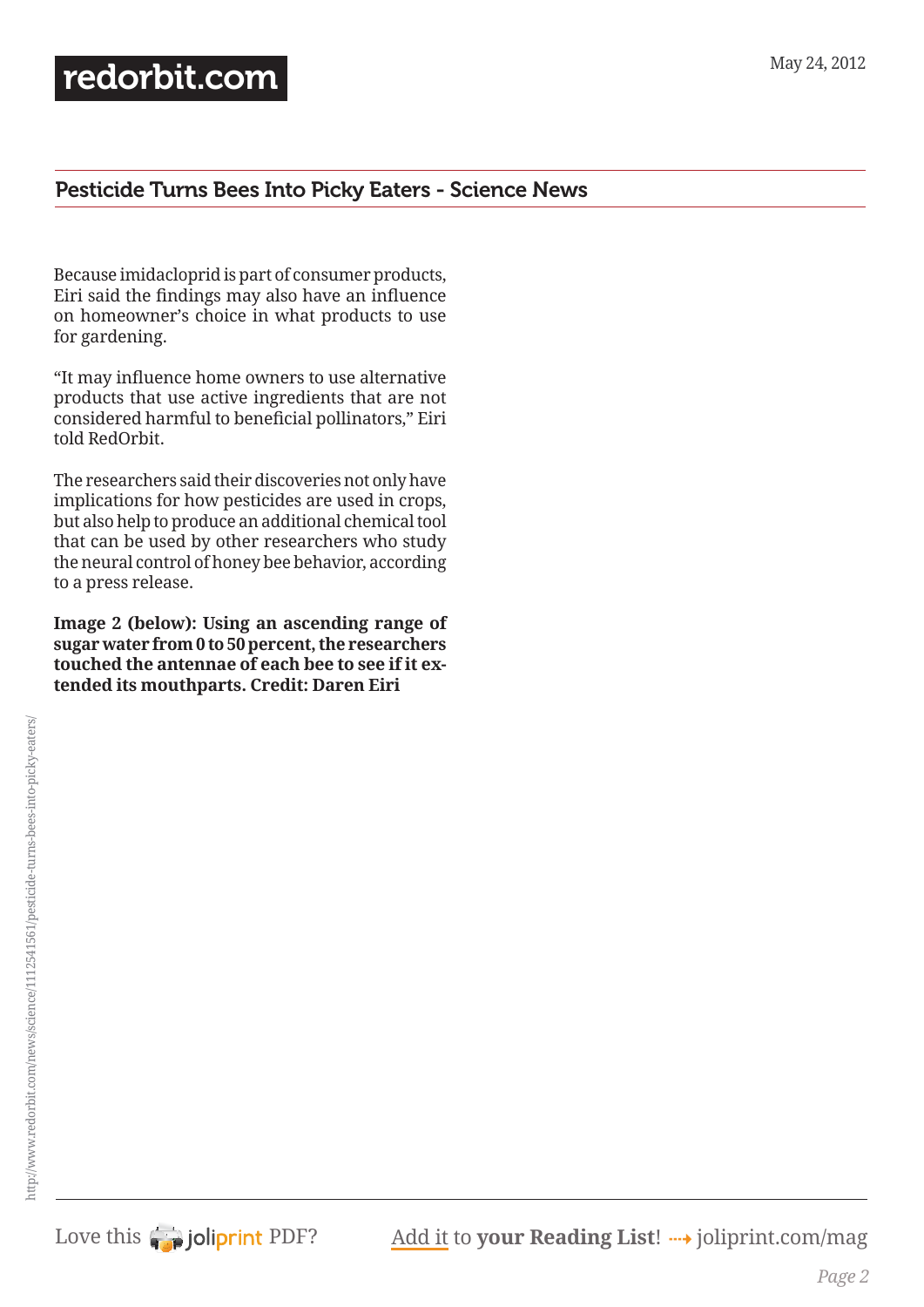Because imidacloprid is part of consumer products, Eiri said the findings may also have an influence on homeowner's choice in what products to use for gardening.

"It may influence home owners to use alternative products that use active ingredients that are not considered harmful to beneficial pollinators," Eiri told RedOrbit.

The researchers said their discoveries not only have implications for how pesticides are used in crops, but also help to produce an additional chemical tool that can be used by other researchers who study the neural control of honey bee behavior, according to a press release.

**Image 2 (below): Using an ascending range of sugar water from 0 to 50 percent, the researchers touched the antennae of each bee to see if it extended its mouthparts. Credit: Daren Eiri**